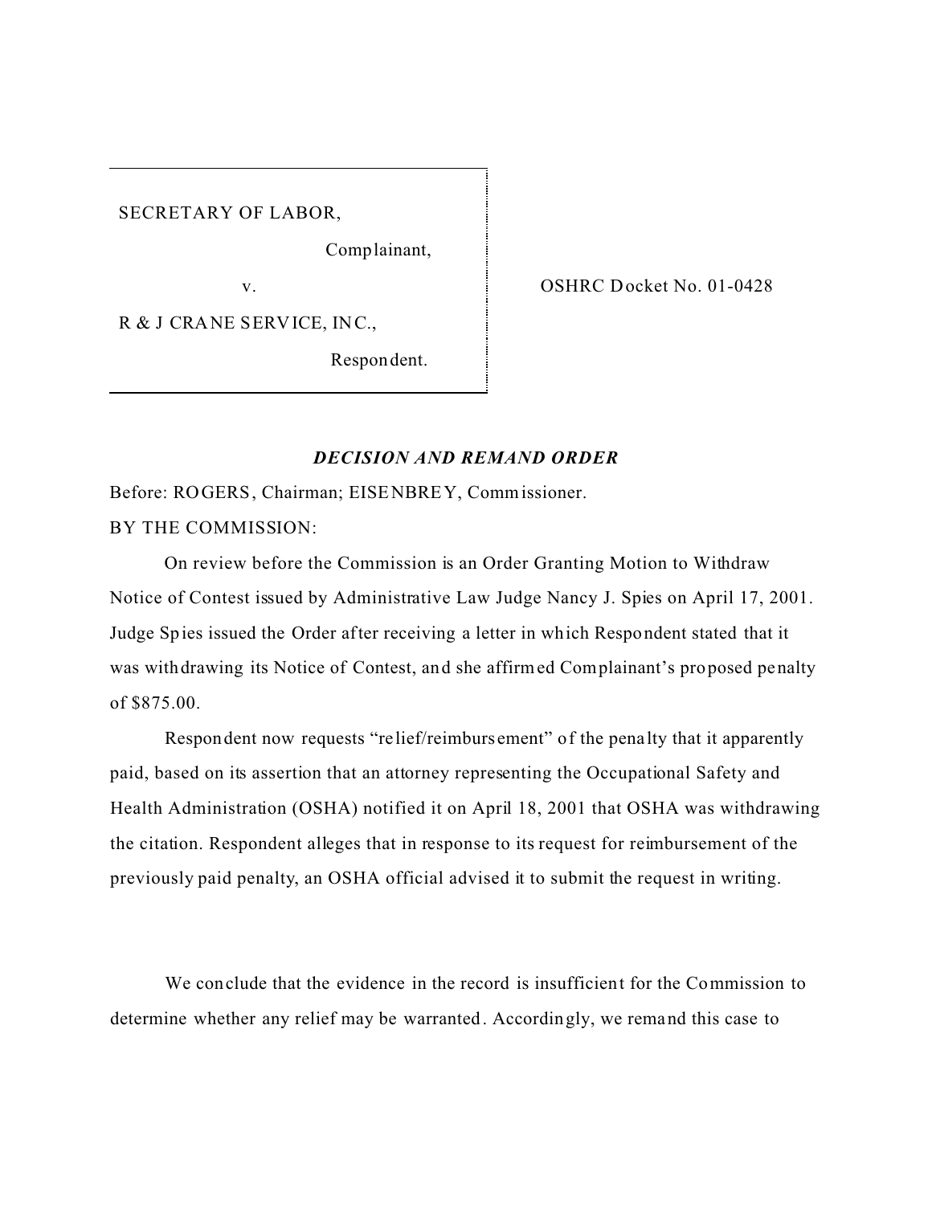| | |
|---|---|
| SECRETARY OF LABOR,<br>Complainant,<br>v.<br>R & J CRANE SERVICE, INC.,<br>Respondent. | OSHRC Docket No. 01-0428 |

***DECISION AND REMAND ORDER***

Before: ROGERS, Chairman; EISENBREY, Commissioner.

BY THE COMMISSION:

On review before the Commission is an Order Granting Motion to Withdraw Notice of Contest issued by Administrative Law Judge Nancy J. Spies on April 17, 2001. Judge Spies issued the Order after receiving a letter in which Respondent stated that it was withdrawing its Notice of Contest, and she affirmed Complainant's proposed penalty of $875.00.

Respondent now requests "relief/reimbursement" of the penalty that it apparently paid, based on its assertion that an attorney representing the Occupational Safety and Health Administration (OSHA) notified it on April 18, 2001 that OSHA was withdrawing the citation. Respondent alleges that in response to its request for reimbursement of the previously paid penalty, an OSHA official advised it to submit the request in writing.

We conclude that the evidence in the record is insufficient for the Commission to determine whether any relief may be warranted. Accordingly, we remand this case to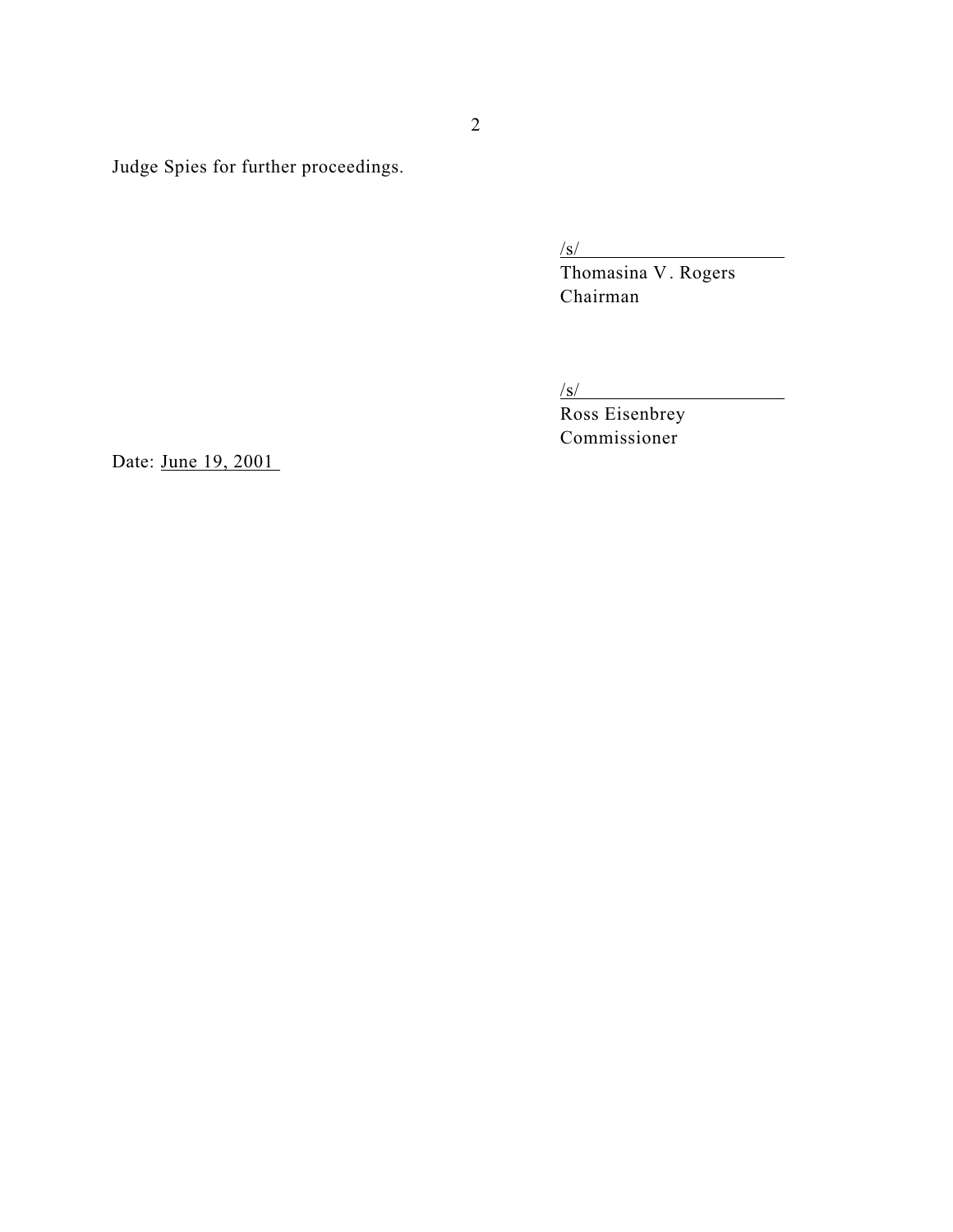Judge Spies for further proceedings.

/s/
Thomasina V. Rogers
Chairman

/s/
Ross Eisenbrey
Commissioner

Date: June 19, 2001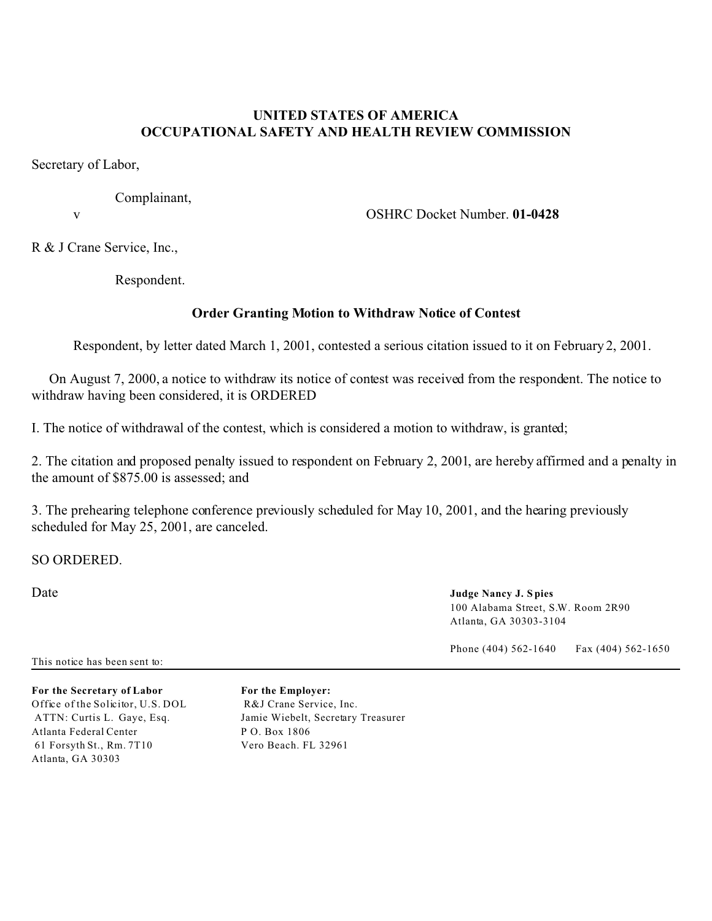**UNITED STATES OF AMERICA**
**OCCUPATIONAL SAFETY AND HEALTH REVIEW COMMISSION**

Secretary of Labor,

Complainant,

v OSHRC Docket Number. **01-0428**

R & J Crane Service, Inc.,

Respondent.

**Order Granting Motion to Withdraw Notice of Contest**

Respondent, by letter dated March 1, 2001, contested a serious citation issued to it on February 2, 2001.

On August 7, 2000, a notice to withdraw its notice of contest was received from the respondent. The notice to withdraw having been considered, it is ORDERED

I. The notice of withdrawal of the contest, which is considered a motion to withdraw, is granted;

2. The citation and proposed penalty issued to respondent on February 2, 2001, are hereby affirmed and a penalty in the amount of $875.00 is assessed; and

3. The prehearing telephone conference previously scheduled for May 10, 2001, and the hearing previously scheduled for May 25, 2001, are canceled.

SO ORDERED.

Date

**Judge Nancy J. Spies**
100 Alabama Street, S.W. Room 2R90
Atlanta, GA 30303-3104

Phone (404) 562-1640 Fax (404) 562-1650

This notice has been sent to:

**For the Secretary of Labor**
Office of the Solicitor, U.S. DOL
ATTN: Curtis L. Gaye, Esq.
Atlanta Federal Center
61 Forsyth St., Rm. 7T10
Atlanta, GA 30303

**For the Employer:**
R&J Crane Service, Inc.
Jamie Wiebelt, Secretary Treasurer
P O. Box 1806
Vero Beach. FL 32961